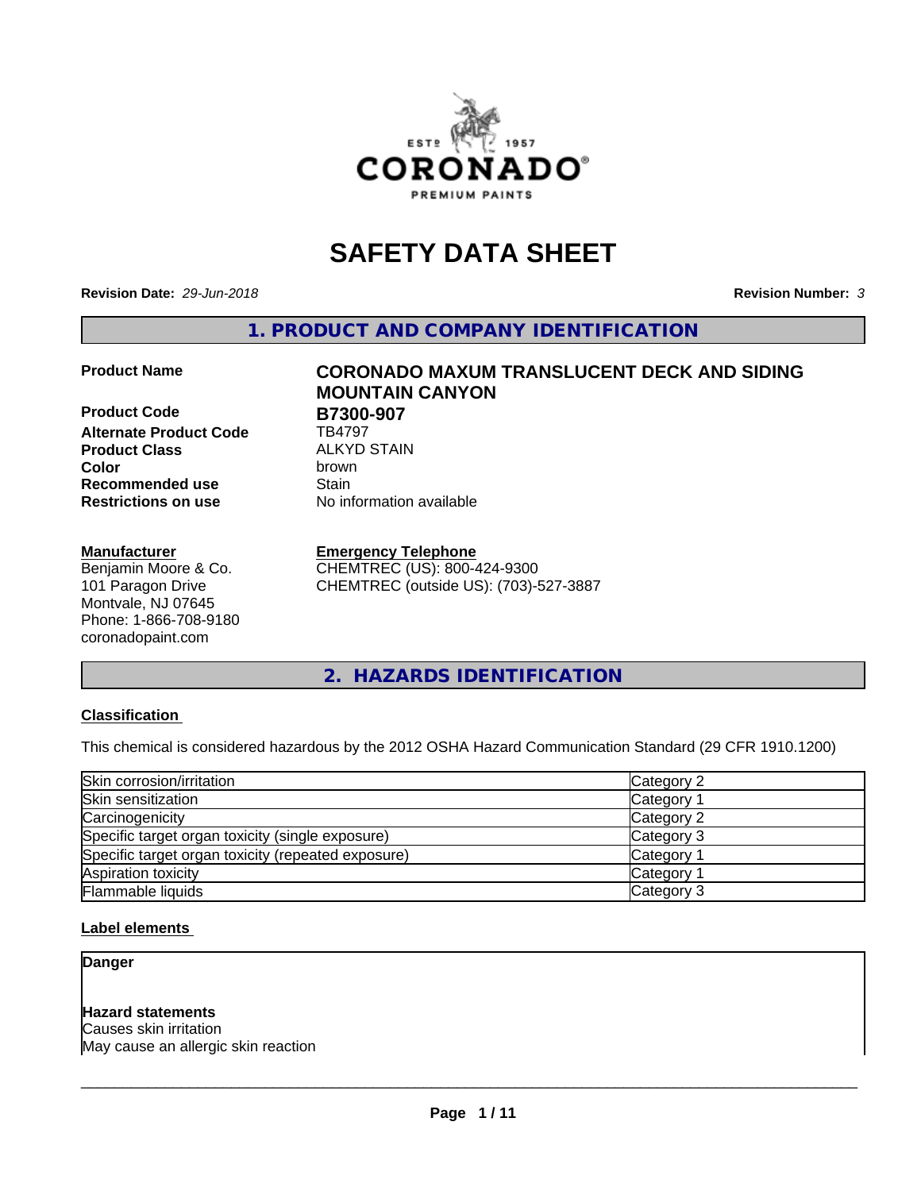# SAFETY DATA SHEET

**Revision Date:** *29-Jun-2018* **Revision Number:** *3*

## 1. PRODUCT AND COMPANY IDENTIFICATION

| | |
|---|---|
| **Product Name** | **CORONADO MAXUM TRANSLUCENT DECK AND SIDING MOUNTAIN CANYON** |
| **Product Code** | **B7300-907** |
| **Alternate Product Code** | TB4797 |
| **Product Class** | ALKYD STAIN |
| **Color** | brown |
| **Recommended use** | Stain |
| **Restrictions on use** | No information available |

**Manufacturer**
Benjamin Moore & Co.
101 Paragon Drive
Montvale, NJ 07645
Phone: 1-866-708-9180
coronadopaint.com

**Emergency Telephone**
CHEMTREC (US): 800-424-9300
CHEMTREC (outside US): (703)-527-3887

## 2. HAZARDS IDENTIFICATION

### Classification

This chemical is considered hazardous by the 2012 OSHA Hazard Communication Standard (29 CFR 1910.1200)

| | |
|---|---|
| Skin corrosion/irritation | Category 2 |
| Skin sensitization | Category 1 |
| Carcinogenicity | Category 2 |
| Specific target organ toxicity (single exposure) | Category 3 |
| Specific target organ toxicity (repeated exposure) | Category 1 |
| Aspiration toxicity | Category 1 |
| Flammable liquids | Category 3 |

### Label elements

**Danger**

**Hazard statements**
Causes skin irritation
May cause an allergic skin reaction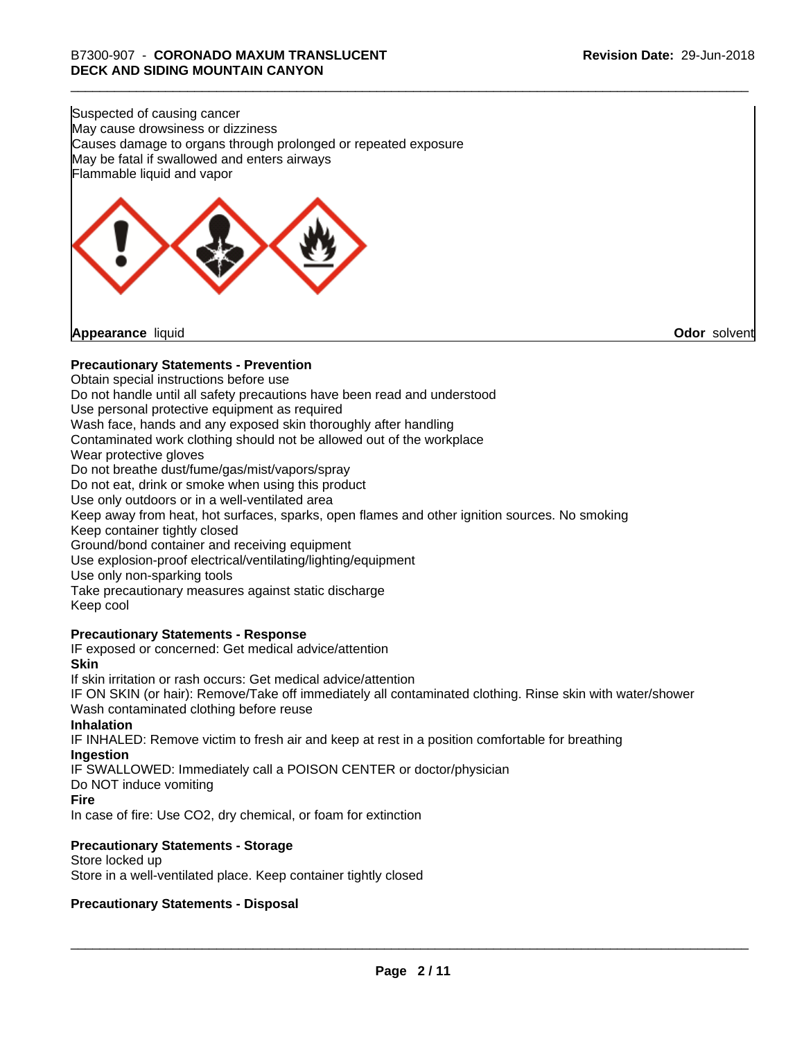Suspected of causing cancer
May cause drowsiness or dizziness
Causes damage to organs through prolonged or repeated exposure
May be fatal if swallowed and enters airways
Flammable liquid and vapor

**Appearance** liquid **Odor** solvent

**Precautionary Statements - Prevention**

Obtain special instructions before use
Do not handle until all safety precautions have been read and understood
Use personal protective equipment as required
Wash face, hands and any exposed skin thoroughly after handling
Contaminated work clothing should not be allowed out of the workplace
Wear protective gloves
Do not breathe dust/fume/gas/mist/vapors/spray
Do not eat, drink or smoke when using this product
Use only outdoors or in a well-ventilated area
Keep away from heat, hot surfaces, sparks, open flames and other ignition sources. No smoking
Keep container tightly closed
Ground/bond container and receiving equipment
Use explosion-proof electrical/ventilating/lighting/equipment
Use only non-sparking tools
Take precautionary measures against static discharge
Keep cool

**Precautionary Statements - Response**

IF exposed or concerned: Get medical advice/attention

**Skin**

If skin irritation or rash occurs: Get medical advice/attention
IF ON SKIN (or hair): Remove/Take off immediately all contaminated clothing. Rinse skin with water/shower
Wash contaminated clothing before reuse

**Inhalation**

IF INHALED: Remove victim to fresh air and keep at rest in a position comfortable for breathing

**Ingestion**

IF SWALLOWED: Immediately call a POISON CENTER or doctor/physician
Do NOT induce vomiting

**Fire**

In case of fire: Use CO2, dry chemical, or foam for extinction

**Precautionary Statements - Storage**

Store locked up
Store in a well-ventilated place. Keep container tightly closed

**Precautionary Statements - Disposal**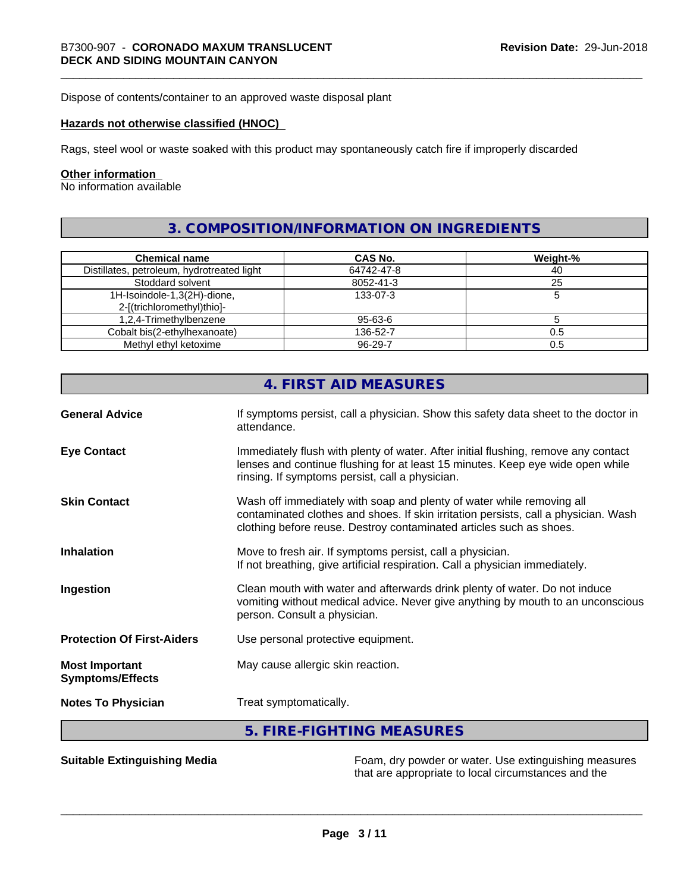Dispose of contents/container to an approved waste disposal plant

**Hazards not otherwise classified (HNOC)**

Rags, steel wool or waste soaked with this product may spontaneously catch fire if improperly discarded

**Other information**

No information available

## 3. COMPOSITION/INFORMATION ON INGREDIENTS

| Chemical name | CAS No. | Weight-% |
|---|---|---|
| Distillates, petroleum, hydrotreated light | 64742-47-8 | 40 |
| Stoddard solvent | 8052-41-3 | 25 |
| 1H-Isoindole-1,3(2H)-dione, 2-[(trichloromethyl)thio]- | 133-07-3 | 5 |
| 1,2,4-Trimethylbenzene | 95-63-6 | 5 |
| Cobalt bis(2-ethylhexanoate) | 136-52-7 | 0.5 |
| Methyl ethyl ketoxime | 96-29-7 | 0.5 |

## 4. FIRST AID MEASURES

**General Advice**
If symptoms persist, call a physician. Show this safety data sheet to the doctor in attendance.

**Eye Contact**
Immediately flush with plenty of water. After initial flushing, remove any contact lenses and continue flushing for at least 15 minutes. Keep eye wide open while rinsing. If symptoms persist, call a physician.

**Skin Contact**
Wash off immediately with soap and plenty of water while removing all contaminated clothes and shoes. If skin irritation persists, call a physician. Wash clothing before reuse. Destroy contaminated articles such as shoes.

**Inhalation**
Move to fresh air. If symptoms persist, call a physician.
If not breathing, give artificial respiration. Call a physician immediately.

**Ingestion**
Clean mouth with water and afterwards drink plenty of water. Do not induce vomiting without medical advice. Never give anything by mouth to an unconscious person. Consult a physician.

**Protection Of First-Aiders**
Use personal protective equipment.

**Most Important Symptoms/Effects**
May cause allergic skin reaction.

**Notes To Physician**
Treat symptomatically.

## 5. FIRE-FIGHTING MEASURES

**Suitable Extinguishing Media**
Foam, dry powder or water. Use extinguishing measures that are appropriate to local circumstances and the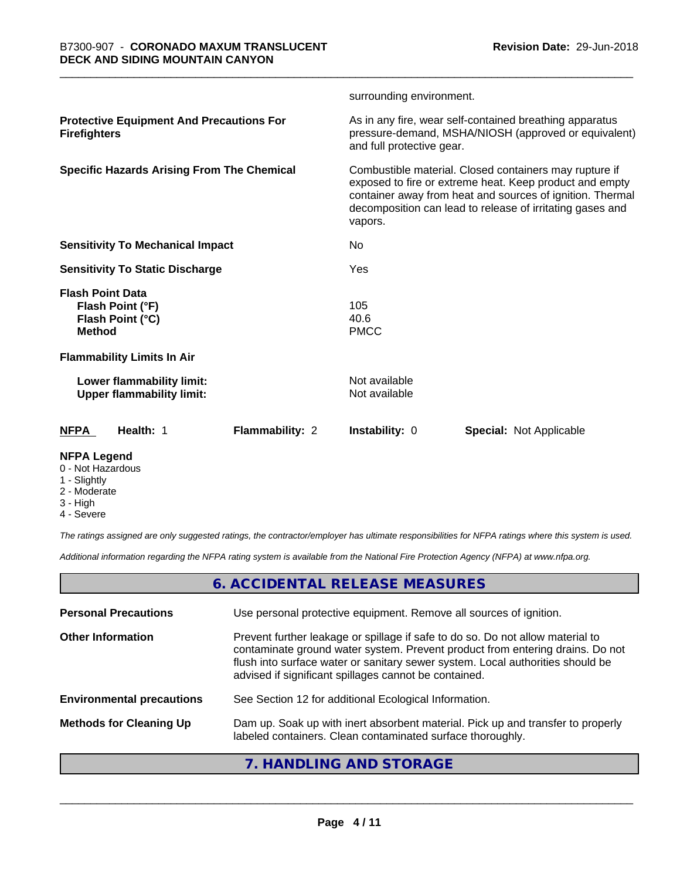surrounding environment.

| | |
|---|---|
| **Protective Equipment And Precautions For Firefighters** | As in any fire, wear self-contained breathing apparatus pressure-demand, MSHA/NIOSH (approved or equivalent) and full protective gear. |
| **Specific Hazards Arising From The Chemical** | Combustible material. Closed containers may rupture if exposed to fire or extreme heat. Keep product and empty container away from heat and sources of ignition. Thermal decomposition can lead to release of irritating gases and vapors. |
| **Sensitivity To Mechanical Impact** | No |
| **Sensitivity To Static Discharge** | Yes |
| **Flash Point Data** | |
| **Flash Point (°F)** | 105 |
| **Flash Point (°C)** | 40.6 |
| **Method** | PMCC |
| **Flammability Limits In Air** | |
| **Lower flammability limit:** | Not available |
| **Upper flammability limit:** | Not available |

| **NFPA** | **Health:** 1 | **Flammability:** 2 | **Instability:** 0 | **Special:** Not Applicable |
|---|---|---|---|---|

**NFPA Legend**

- 0 - Not Hazardous
- 1 - Slightly
- 2 - Moderate
- 3 - High
- 4 - Severe

*The ratings assigned are only suggested ratings, the contractor/employer has ultimate responsibilities for NFPA ratings where this system is used.*

*Additional information regarding the NFPA rating system is available from the National Fire Protection Agency (NFPA) at www.nfpa.org.*

## 6. ACCIDENTAL RELEASE MEASURES

| | |
|---|---|
| **Personal Precautions** | Use personal protective equipment. Remove all sources of ignition. |
| **Other Information** | Prevent further leakage or spillage if safe to do so. Do not allow material to contaminate ground water system. Prevent product from entering drains. Do not flush into surface water or sanitary sewer system. Local authorities should be advised if significant spillages cannot be contained. |
| **Environmental precautions** | See Section 12 for additional Ecological Information. |
| **Methods for Cleaning Up** | Dam up. Soak up with inert absorbent material. Pick up and transfer to properly labeled containers. Clean contaminated surface thoroughly. |

## 7. HANDLING AND STORAGE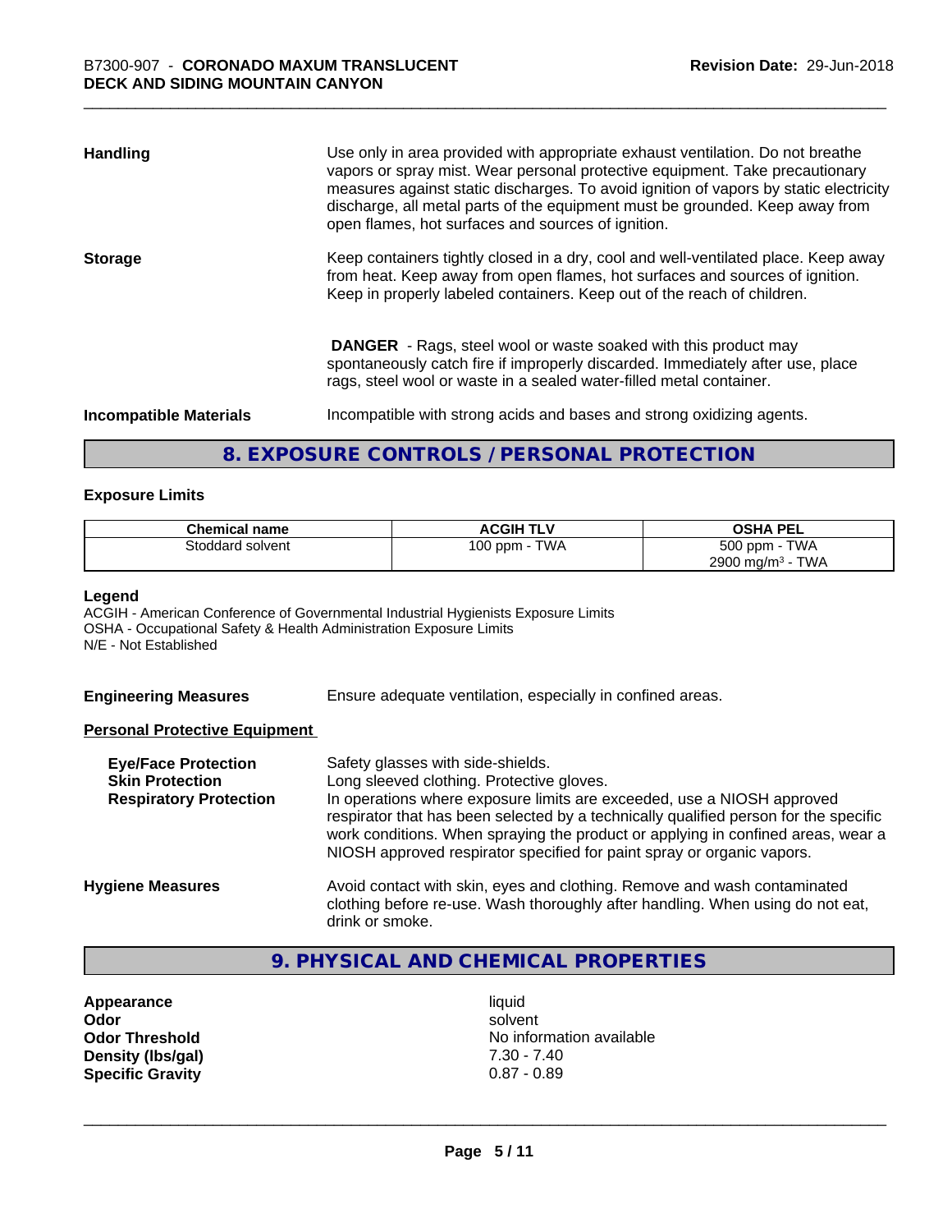**Handling** Use only in area provided with appropriate exhaust ventilation. Do not breathe vapors or spray mist. Wear personal protective equipment. Take precautionary measures against static discharges. To avoid ignition of vapors by static electricity discharge, all metal parts of the equipment must be grounded. Keep away from open flames, hot surfaces and sources of ignition.

**Storage** Keep containers tightly closed in a dry, cool and well-ventilated place. Keep away from heat. Keep away from open flames, hot surfaces and sources of ignition. Keep in properly labeled containers. Keep out of the reach of children.

**DANGER** - Rags, steel wool or waste soaked with this product may spontaneously catch fire if improperly discarded. Immediately after use, place rags, steel wool or waste in a sealed water-filled metal container.

**Incompatible Materials** Incompatible with strong acids and bases and strong oxidizing agents.

## 8. EXPOSURE CONTROLS / PERSONAL PROTECTION

### Exposure Limits

| Chemical name | ACGIH TLV | OSHA PEL |
|---|---|---|
| Stoddard solvent | 100 ppm - TWA | 500 ppm - TWA<br>2900 mg/m$^3$ - TWA |

**Legend**
ACGIH - American Conference of Governmental Industrial Hygienists Exposure Limits
OSHA - Occupational Safety & Health Administration Exposure Limits
N/E - Not Established

**Engineering Measures** Ensure adequate ventilation, especially in confined areas.

**Personal Protective Equipment**

**Eye/Face Protection** Safety glasses with side-shields.
**Skin Protection** Long sleeved clothing. Protective gloves.
**Respiratory Protection** In operations where exposure limits are exceeded, use a NIOSH approved respirator that has been selected by a technically qualified person for the specific work conditions. When spraying the product or applying in confined areas, wear a NIOSH approved respirator specified for paint spray or organic vapors.

**Hygiene Measures** Avoid contact with skin, eyes and clothing. Remove and wash contaminated clothing before re-use. Wash thoroughly after handling. When using do not eat, drink or smoke.

## 9. PHYSICAL AND CHEMICAL PROPERTIES

| | |
|---|---|
| **Appearance** | liquid |
| **Odor** | solvent |
| **Odor Threshold** | No information available |
| **Density (lbs/gal)** | 7.30 - 7.40 |
| **Specific Gravity** | 0.87 - 0.89 |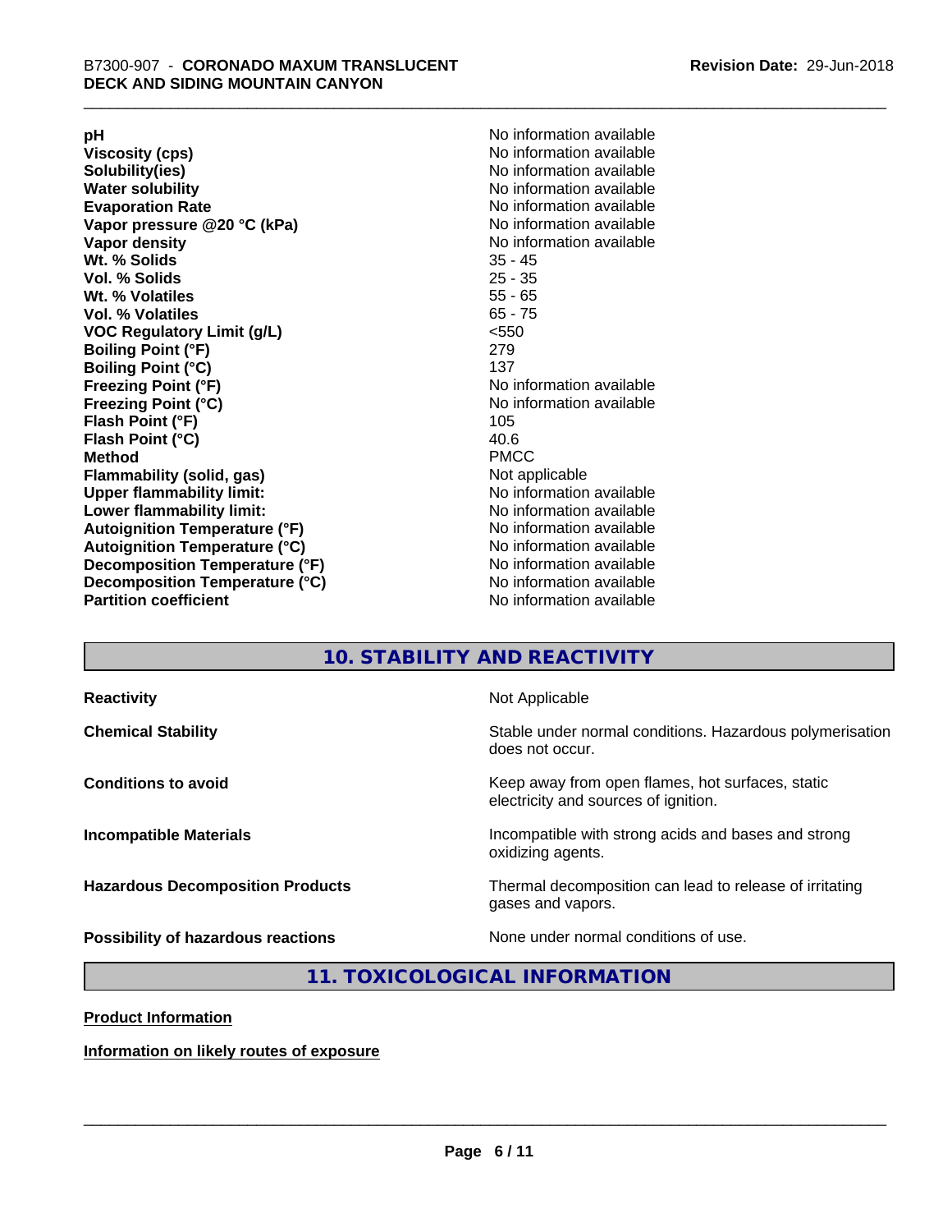| | |
|---|---|
| **pH** | No information available |
| **Viscosity (cps)** | No information available |
| **Solubility(ies)** | No information available |
| **Water solubility** | No information available |
| **Evaporation Rate** | No information available |
| **Vapor pressure @20 °C (kPa)** | No information available |
| **Vapor density** | No information available |
| **Wt. % Solids** | 35 - 45 |
| **Vol. % Solids** | 25 - 35 |
| **Wt. % Volatiles** | 55 - 65 |
| **Vol. % Volatiles** | 65 - 75 |
| **VOC Regulatory Limit (g/L)** | <550 |
| **Boiling Point (°F)** | 279 |
| **Boiling Point (°C)** | 137 |
| **Freezing Point (°F)** | No information available |
| **Freezing Point (°C)** | No information available |
| **Flash Point (°F)** | 105 |
| **Flash Point (°C)** | 40.6 |
| **Method** | PMCC |
| **Flammability (solid, gas)** | Not applicable |
| **Upper flammability limit:** | No information available |
| **Lower flammability limit:** | No information available |
| **Autoignition Temperature (°F)** | No information available |
| **Autoignition Temperature (°C)** | No information available |
| **Decomposition Temperature (°F)** | No information available |
| **Decomposition Temperature (°C)** | No information available |
| **Partition coefficient** | No information available |

## 10. STABILITY AND REACTIVITY

| | |
|---|---|
| **Reactivity** | Not Applicable |
| **Chemical Stability** | Stable under normal conditions. Hazardous polymerisation does not occur. |
| **Conditions to avoid** | Keep away from open flames, hot surfaces, static electricity and sources of ignition. |
| **Incompatible Materials** | Incompatible with strong acids and bases and strong oxidizing agents. |
| **Hazardous Decomposition Products** | Thermal decomposition can lead to release of irritating gases and vapors. |
| **Possibility of hazardous reactions** | None under normal conditions of use. |

## 11. TOXICOLOGICAL INFORMATION

**Product Information**

**Information on likely routes of exposure**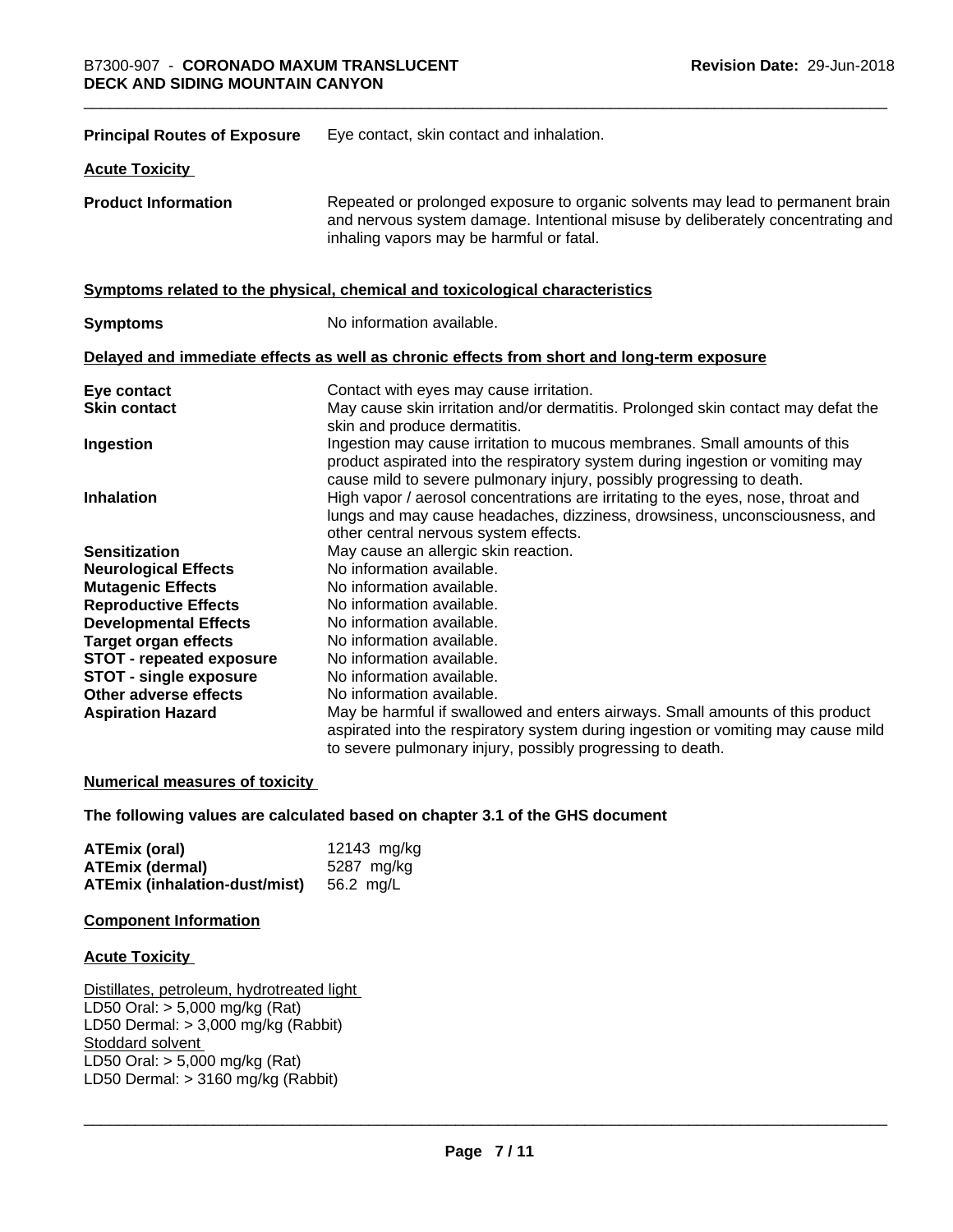**Principal Routes of Exposure** Eye contact, skin contact and inhalation.

**Acute Toxicity**

**Product Information** Repeated or prolonged exposure to organic solvents may lead to permanent brain and nervous system damage. Intentional misuse by deliberately concentrating and inhaling vapors may be harmful or fatal.

**Symptoms related to the physical, chemical and toxicological characteristics**

**Symptoms** No information available.

**Delayed and immediate effects as well as chronic effects from short and long-term exposure**

| | |
|---|---|
| **Eye contact** | Contact with eyes may cause irritation. |
| **Skin contact** | May cause skin irritation and/or dermatitis. Prolonged skin contact may defat the skin and produce dermatitis. |
| **Ingestion** | Ingestion may cause irritation to mucous membranes. Small amounts of this product aspirated into the respiratory system during ingestion or vomiting may cause mild to severe pulmonary injury, possibly progressing to death. |
| **Inhalation** | High vapor / aerosol concentrations are irritating to the eyes, nose, throat and lungs and may cause headaches, dizziness, drowsiness, unconsciousness, and other central nervous system effects. |
| **Sensitization** | May cause an allergic skin reaction. |
| **Neurological Effects** | No information available. |
| **Mutagenic Effects** | No information available. |
| **Reproductive Effects** | No information available. |
| **Developmental Effects** | No information available. |
| **Target organ effects** | No information available. |
| **STOT - repeated exposure** | No information available. |
| **STOT - single exposure** | No information available. |
| **Other adverse effects** | No information available. |
| **Aspiration Hazard** | May be harmful if swallowed and enters airways. Small amounts of this product aspirated into the respiratory system during ingestion or vomiting may cause mild to severe pulmonary injury, possibly progressing to death. |

**Numerical measures of toxicity**

**The following values are calculated based on chapter 3.1 of the GHS document**

| | |
|---|---|
| **ATEmix (oral)** | 12143 mg/kg |
| **ATEmix (dermal)** | 5287 mg/kg |
| **ATEmix (inhalation-dust/mist)** | 56.2 mg/L |

**Component Information**

**Acute Toxicity**

Distillates, petroleum, hydrotreated light
LD50 Oral: > 5,000 mg/kg (Rat)
LD50 Dermal: > 3,000 mg/kg (Rabbit)
Stoddard solvent
LD50 Oral: > 5,000 mg/kg (Rat)
LD50 Dermal: > 3160 mg/kg (Rabbit)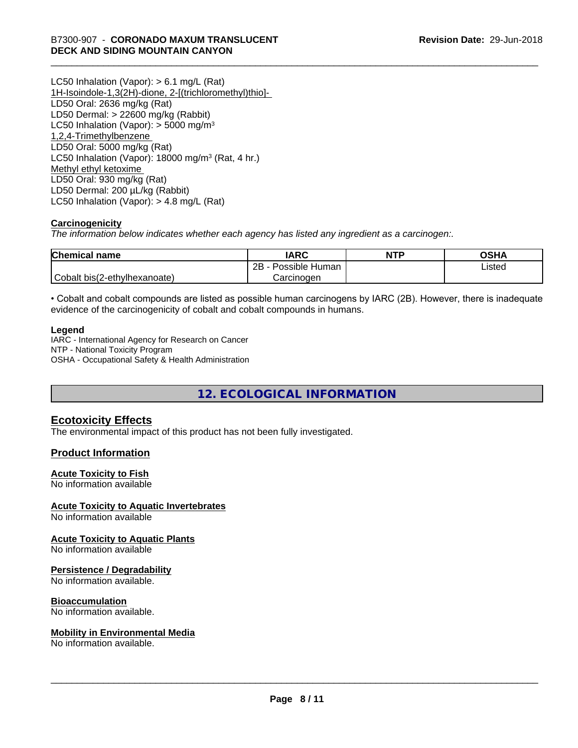LC50 Inhalation (Vapor): > 6.1 mg/L (Rat)

1H-Isoindole-1,3(2H)-dione, 2-[(trichloromethyl)thio]-

LD50 Oral: 2636 mg/kg (Rat)

LD50 Dermal: > 22600 mg/kg (Rabbit)

LC50 Inhalation (Vapor): > 5000 mg/m$^3$

1,2,4-Trimethylbenzene

LD50 Oral: 5000 mg/kg (Rat)

LC50 Inhalation (Vapor): 18000 mg/m$^3$ (Rat, 4 hr.)

Methyl ethyl ketoxime

LD50 Oral: 930 mg/kg (Rat)

LD50 Dermal: 200 µL/kg (Rabbit)

LC50 Inhalation (Vapor): > 4.8 mg/L (Rat)

**Carcinogenicity**

*The information below indicates whether each agency has listed any ingredient as a carcinogen:.*

| Chemical name | IARC | NTP | OSHA |
|---|---|---|---|
| Cobalt bis(2-ethylhexanoate) | 2B - Possible Human Carcinogen | | Listed |

• Cobalt and cobalt compounds are listed as possible human carcinogens by IARC (2B). However, there is inadequate evidence of the carcinogenicity of cobalt and cobalt compounds in humans.

**Legend**

IARC - International Agency for Research on Cancer
NTP - National Toxicity Program
OSHA - Occupational Safety & Health Administration

## 12. ECOLOGICAL INFORMATION

### Ecotoxicity Effects

The environmental impact of this product has not been fully investigated.

### Product Information

**Acute Toxicity to Fish**

No information available

**Acute Toxicity to Aquatic Invertebrates**

No information available

**Acute Toxicity to Aquatic Plants**

No information available

**Persistence / Degradability**

No information available.

**Bioaccumulation**

No information available.

**Mobility in Environmental Media**

No information available.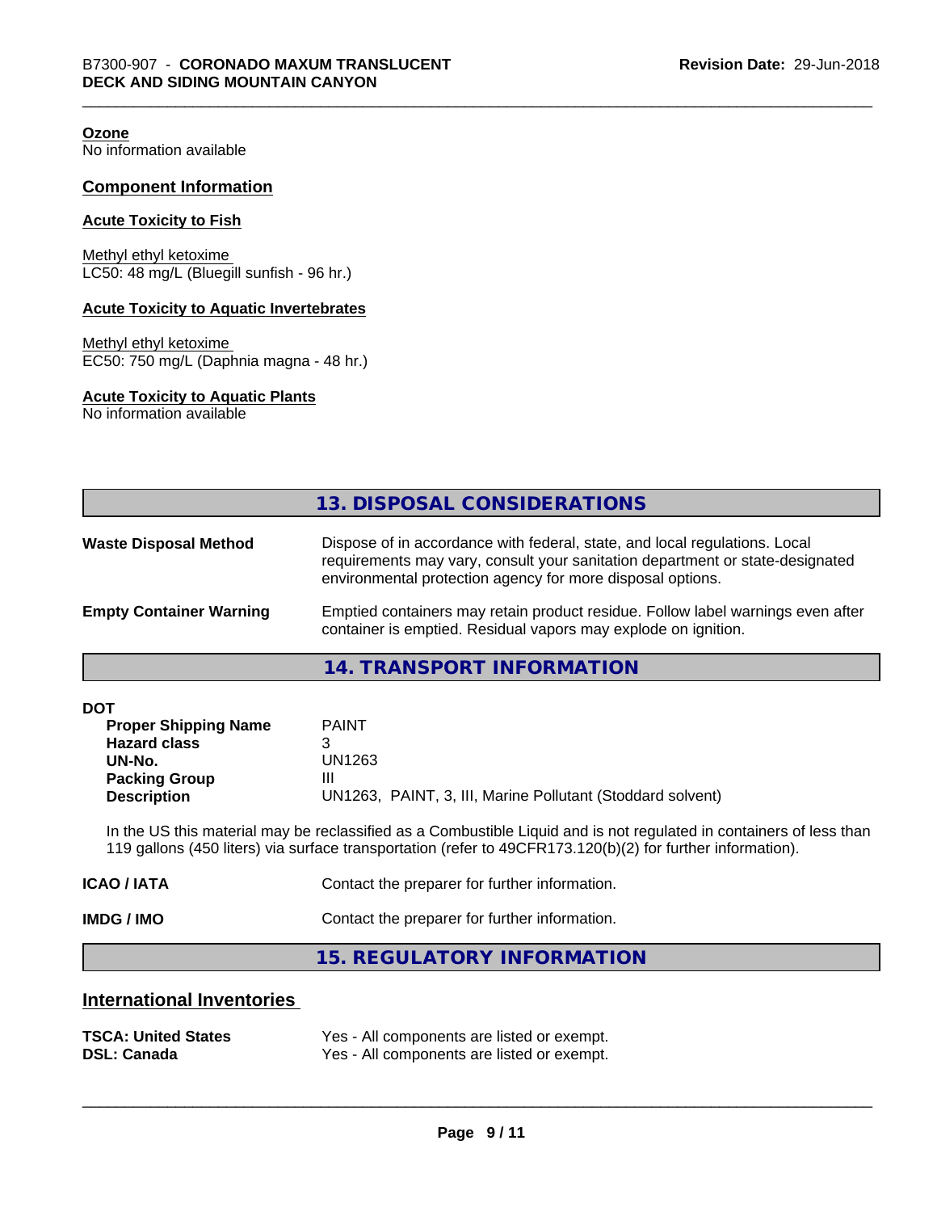**Ozone**
No information available

## Component Information

**Acute Toxicity to Fish**

Methyl ethyl ketoxime
LC50: 48 mg/L (Bluegill sunfish - 96 hr.)

**Acute Toxicity to Aquatic Invertebrates**

Methyl ethyl ketoxime
EC50: 750 mg/L (Daphnia magna - 48 hr.)

**Acute Toxicity to Aquatic Plants**
No information available

## 13. DISPOSAL CONSIDERATIONS

**Waste Disposal Method** Dispose of in accordance with federal, state, and local regulations. Local requirements may vary, consult your sanitation department or state-designated environmental protection agency for more disposal options.

**Empty Container Warning** Emptied containers may retain product residue. Follow label warnings even after container is emptied. Residual vapors may explode on ignition.

## 14. TRANSPORT INFORMATION

**DOT**

| | |
|---|---|
| **Proper Shipping Name** | PAINT |
| **Hazard class** | 3 |
| **UN-No.** | UN1263 |
| **Packing Group** | III |
| **Description** | UN1263, PAINT, 3, III, Marine Pollutant (Stoddard solvent) |

In the US this material may be reclassified as a Combustible Liquid and is not regulated in containers of less than 119 gallons (450 liters) via surface transportation (refer to 49CFR173.120(b)(2) for further information).

**ICAO / IATA** Contact the preparer for further information.

**IMDG / IMO** Contact the preparer for further information.

## 15. REGULATORY INFORMATION

## International Inventories

| | |
|---|---|
| **TSCA: United States** | Yes - All components are listed or exempt. |
| **DSL: Canada** | Yes - All components are listed or exempt. |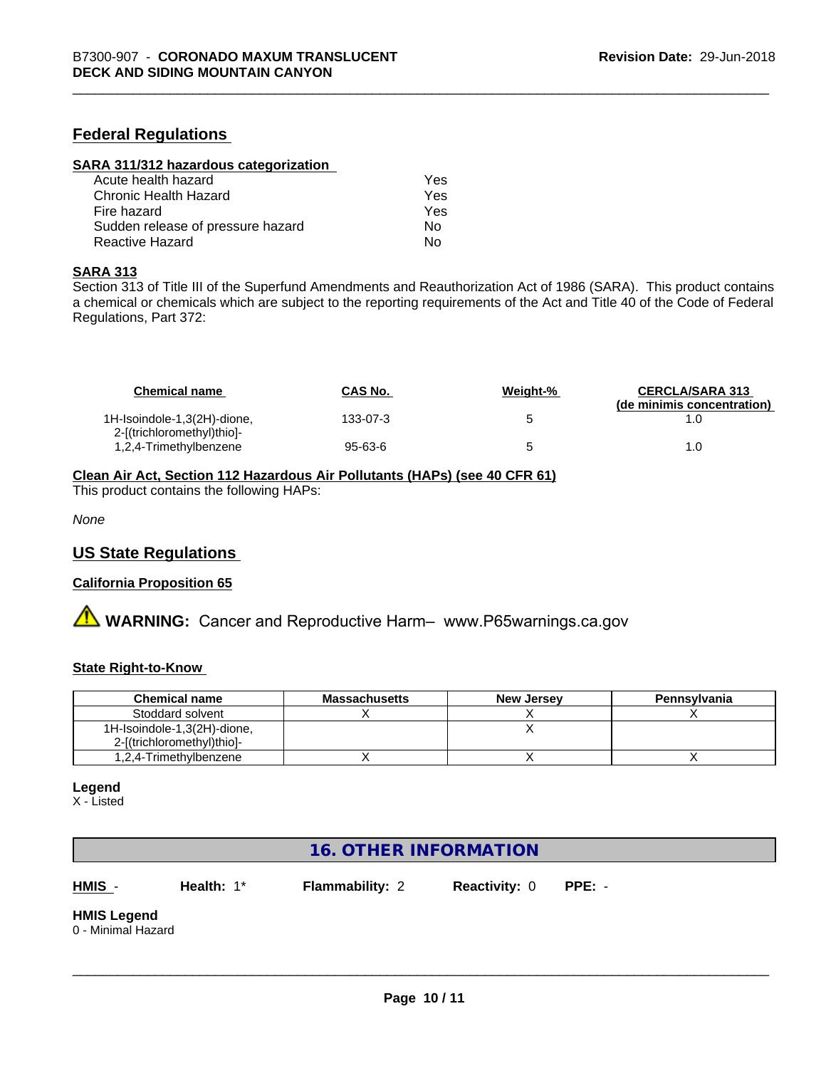## Federal Regulations

### SARA 311/312 hazardous categorization

| | |
|---|---|
| Acute health hazard | Yes |
| Chronic Health Hazard | Yes |
| Fire hazard | Yes |
| Sudden release of pressure hazard | No |
| Reactive Hazard | No |

### SARA 313

Section 313 of Title III of the Superfund Amendments and Reauthorization Act of 1986 (SARA). This product contains a chemical or chemicals which are subject to the reporting requirements of the Act and Title 40 of the Code of Federal Regulations, Part 372:

| Chemical name | CAS No. | Weight-% | CERCLA/SARA 313 (de minimis concentration) |
|---|---|---|---|
| 1H-Isoindole-1,3(2H)-dione, 2-[(trichloromethyl)thio]- | 133-07-3 | 5 | 1.0 |
| 1,2,4-Trimethylbenzene | 95-63-6 | 5 | 1.0 |

### Clean Air Act, Section 112 Hazardous Air Pollutants (HAPs) (see 40 CFR 61)

This product contains the following HAPs:

*None*

## US State Regulations

### California Proposition 65

⚠ **WARNING:** Cancer and Reproductive Harm– www.P65warnings.ca.gov

### State Right-to-Know

| Chemical name | Massachusetts | New Jersey | Pennsylvania |
|---|---|---|---|
| Stoddard solvent | X | X | X |
| 1H-Isoindole-1,3(2H)-dione, 2-[(trichloromethyl)thio]- | | X | |
| 1,2,4-Trimethylbenzene | X | X | X |

**Legend**
X - Listed

## 16. OTHER INFORMATION

**HMIS** - **Health:** 1* **Flammability:** 2 **Reactivity:** 0 **PPE:** -

**HMIS Legend**
0 - Minimal Hazard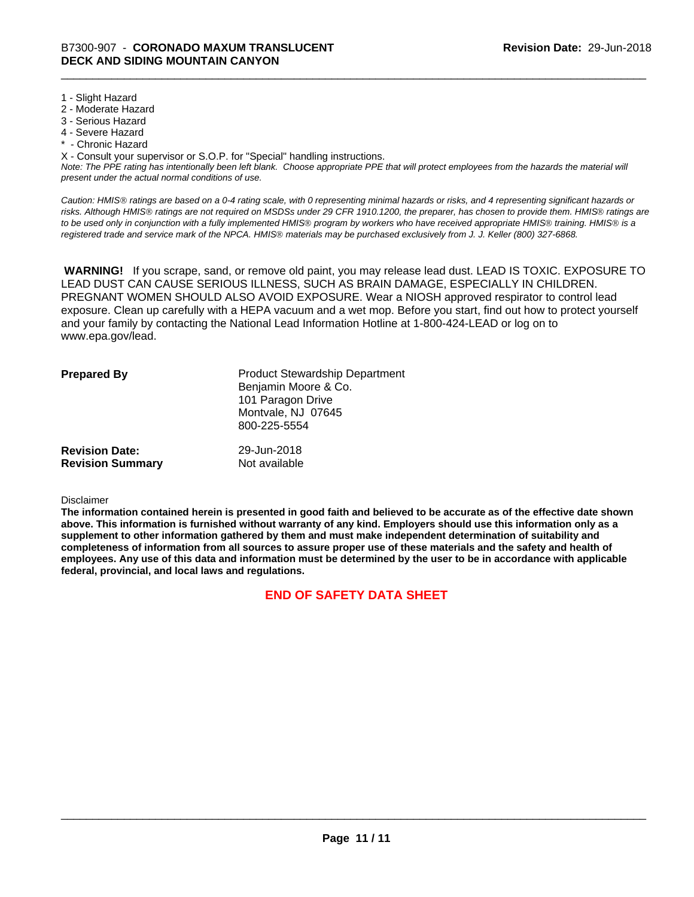1 - Slight Hazard
2 - Moderate Hazard
3 - Serious Hazard
4 - Severe Hazard
* - Chronic Hazard
X - Consult your supervisor or S.O.P. for "Special" handling instructions.

*Note: The PPE rating has intentionally been left blank. Choose appropriate PPE that will protect employees from the hazards the material will present under the actual normal conditions of use.*

*Caution: HMIS® ratings are based on a 0-4 rating scale, with 0 representing minimal hazards or risks, and 4 representing significant hazards or risks. Although HMIS® ratings are not required on MSDSs under 29 CFR 1910.1200, the preparer, has chosen to provide them. HMIS® ratings are to be used only in conjunction with a fully implemented HMIS® program by workers who have received appropriate HMIS® training. HMIS® is a registered trade and service mark of the NPCA. HMIS® materials may be purchased exclusively from J. J. Keller (800) 327-6868.*

**WARNING!** If you scrape, sand, or remove old paint, you may release lead dust. LEAD IS TOXIC. EXPOSURE TO LEAD DUST CAN CAUSE SERIOUS ILLNESS, SUCH AS BRAIN DAMAGE, ESPECIALLY IN CHILDREN. PREGNANT WOMEN SHOULD ALSO AVOID EXPOSURE. Wear a NIOSH approved respirator to control lead exposure. Clean up carefully with a HEPA vacuum and a wet mop. Before you start, find out how to protect yourself and your family by contacting the National Lead Information Hotline at 1-800-424-LEAD or log on to www.epa.gov/lead.

| | |
|---|---|
| **Prepared By** | Product Stewardship Department<br>Benjamin Moore & Co.<br>101 Paragon Drive<br>Montvale, NJ 07645<br>800-225-5554 |
| **Revision Date:** | 29-Jun-2018 |
| **Revision Summary** | Not available |

Disclaimer

**The information contained herein is presented in good faith and believed to be accurate as of the effective date shown above. This information is furnished without warranty of any kind. Employers should use this information only as a supplement to other information gathered by them and must make independent determination of suitability and completeness of information from all sources to assure proper use of these materials and the safety and health of employees. Any use of this data and information must be determined by the user to be in accordance with applicable federal, provincial, and local laws and regulations.**

**END OF SAFETY DATA SHEET**